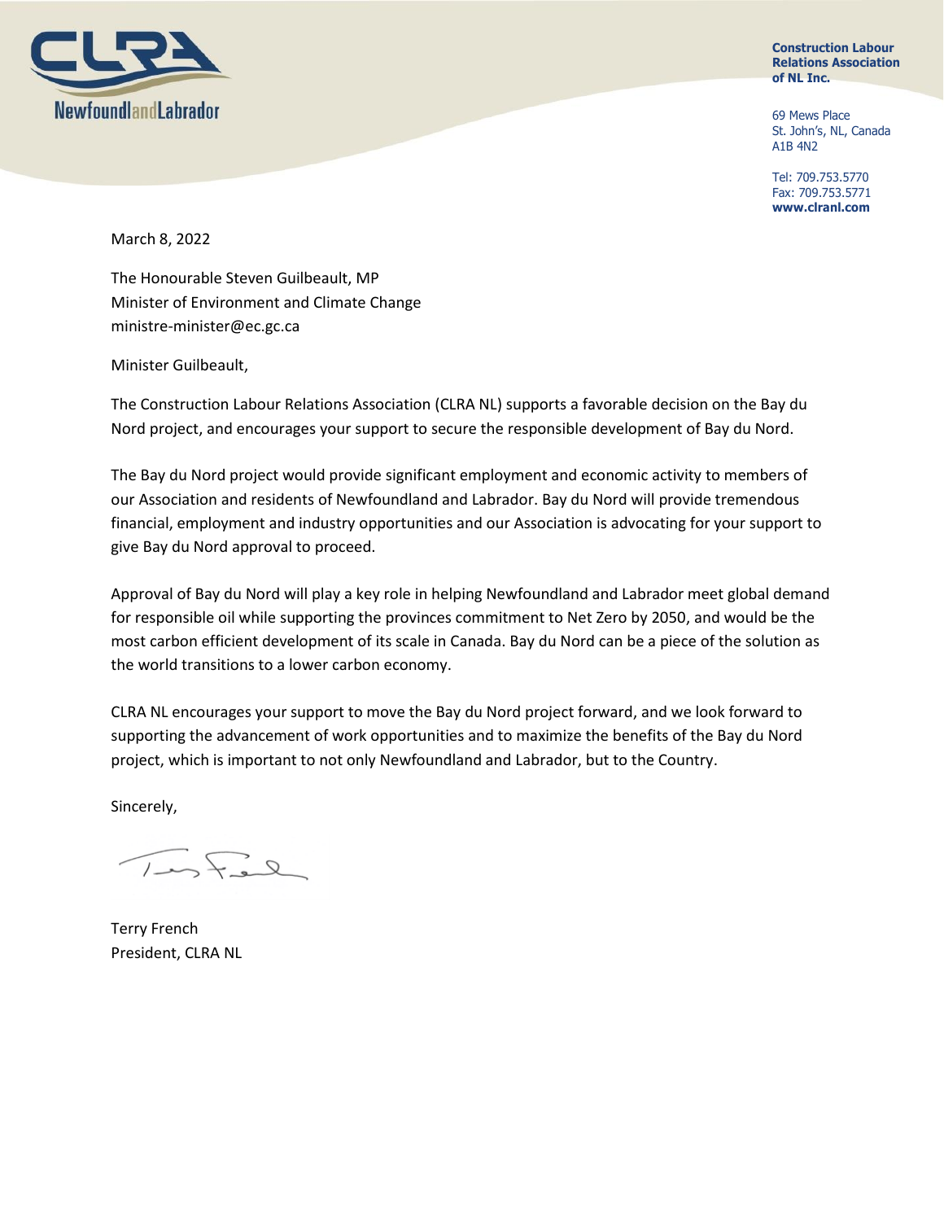**Construction Labour Relations Association of NL Inc.**

69 Mews Place
St. John's, NL, Canada
A1B 4N2

Tel: 709.753.5770
Fax: 709.753.5771
**www.clranl.com**

March 8, 2022

The Honourable Steven Guilbeault, MP
Minister of Environment and Climate Change
ministre-minister@ec.gc.ca

Minister Guilbeault,

The Construction Labour Relations Association (CLRA NL) supports a favorable decision on the Bay du Nord project, and encourages your support to secure the responsible development of Bay du Nord.

The Bay du Nord project would provide significant employment and economic activity to members of our Association and residents of Newfoundland and Labrador. Bay du Nord will provide tremendous financial, employment and industry opportunities and our Association is advocating for your support to give Bay du Nord approval to proceed.

Approval of Bay du Nord will play a key role in helping Newfoundland and Labrador meet global demand for responsible oil while supporting the provinces commitment to Net Zero by 2050, and would be the most carbon efficient development of its scale in Canada. Bay du Nord can be a piece of the solution as the world transitions to a lower carbon economy.

CLRA NL encourages your support to move the Bay du Nord project forward, and we look forward to supporting the advancement of work opportunities and to maximize the benefits of the Bay du Nord project, which is important to not only Newfoundland and Labrador, but to the Country.

Sincerely,

Terry French
President, CLRA NL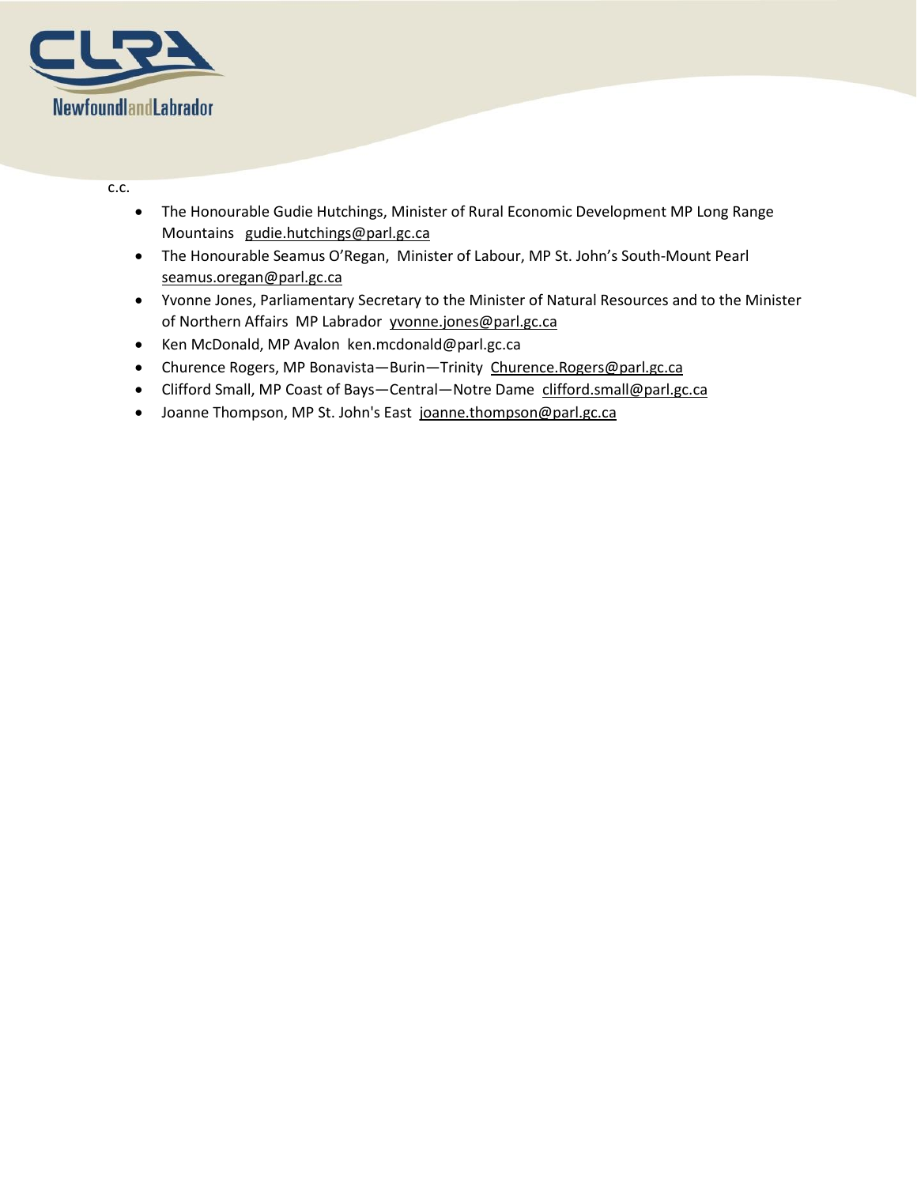c.c.

- The Honourable Gudie Hutchings, Minister of Rural Economic Development MP Long Range Mountains gudie.hutchings@parl.gc.ca
- The Honourable Seamus O'Regan, Minister of Labour, MP St. John's South-Mount Pearl seamus.oregan@parl.gc.ca
- Yvonne Jones, Parliamentary Secretary to the Minister of Natural Resources and to the Minister of Northern Affairs MP Labrador yvonne.jones@parl.gc.ca
- Ken McDonald, MP Avalon ken.mcdonald@parl.gc.ca
- Churence Rogers, MP Bonavista—Burin—Trinity Churence.Rogers@parl.gc.ca
- Clifford Small, MP Coast of Bays—Central—Notre Dame clifford.small@parl.gc.ca
- Joanne Thompson, MP St. John's East joanne.thompson@parl.gc.ca